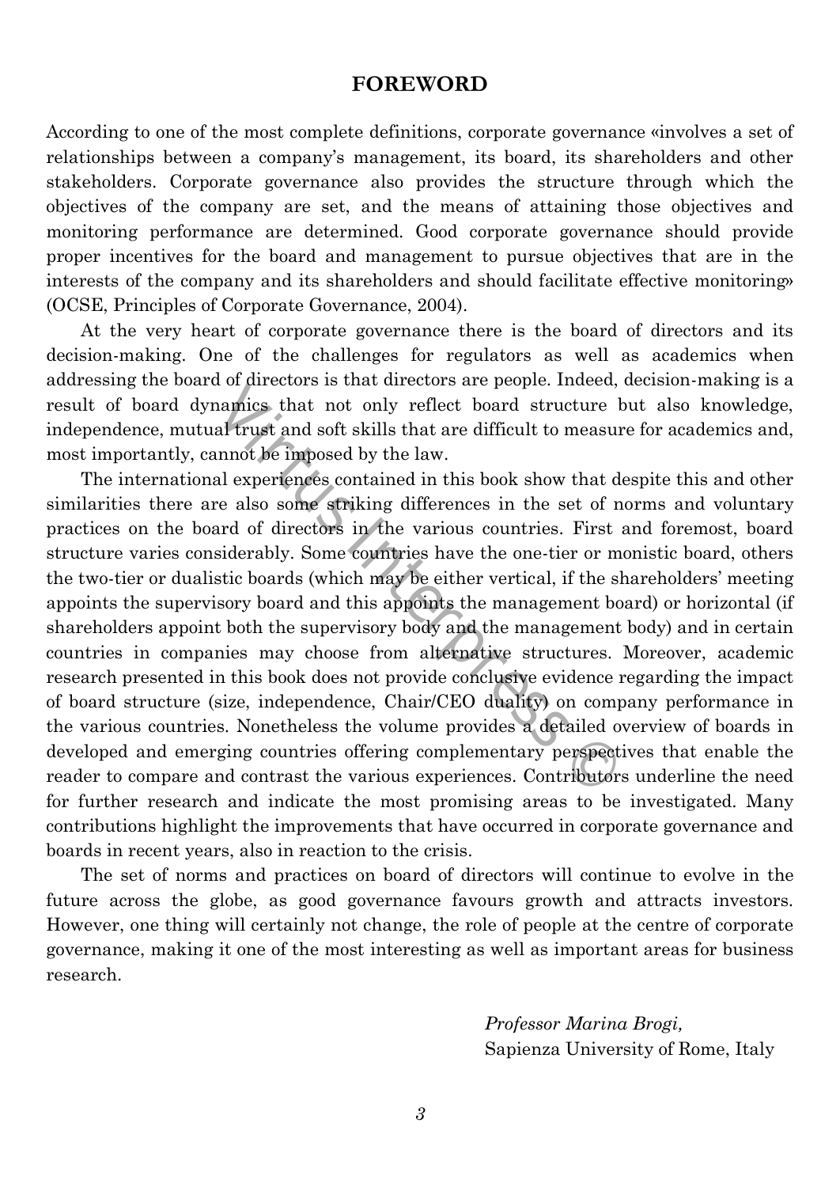# FOREWORD

According to one of the most complete definitions, corporate governance «involves a set of relationships between a company's management, its board, its shareholders and other stakeholders. Corporate governance also provides the structure through which the objectives of the company are set, and the means of attaining those objectives and monitoring performance are determined. Good corporate governance should provide proper incentives for the board and management to pursue objectives that are in the interests of the company and its shareholders and should facilitate effective monitoring» (OCSE, Principles of Corporate Governance, 2004).

At the very heart of corporate governance there is the board of directors and its decision-making. One of the challenges for regulators as well as academics when addressing the board of directors is that directors are people. Indeed, decision-making is a result of board dynamics that not only reflect board structure but also knowledge, independence, mutual trust and soft skills that are difficult to measure for academics and, most importantly, cannot be imposed by the law.

The international experiences contained in this book show that despite this and other similarities there are also some striking differences in the set of norms and voluntary practices on the board of directors in the various countries. First and foremost, board structure varies considerably. Some countries have the one-tier or monistic board, others the two-tier or dualistic boards (which may be either vertical, if the shareholders' meeting appoints the supervisory board and this appoints the management board) or horizontal (if shareholders appoint both the supervisory body and the management body) and in certain countries in companies may choose from alternative structures. Moreover, academic research presented in this book does not provide conclusive evidence regarding the impact of board structure (size, independence, Chair/CEO duality) on company performance in the various countries. Nonetheless the volume provides a detailed overview of boards in developed and emerging countries offering complementary perspectives that enable the reader to compare and contrast the various experiences. Contributors underline the need for further research and indicate the most promising areas to be investigated. Many contributions highlight the improvements that have occurred in corporate governance and boards in recent years, also in reaction to the crisis.

The set of norms and practices on board of directors will continue to evolve in the future across the globe, as good governance favours growth and attracts investors. However, one thing will certainly not change, the role of people at the centre of corporate governance, making it one of the most interesting as well as important areas for business research.

*Professor Marina Brogi,*
Sapienza University of Rome, Italy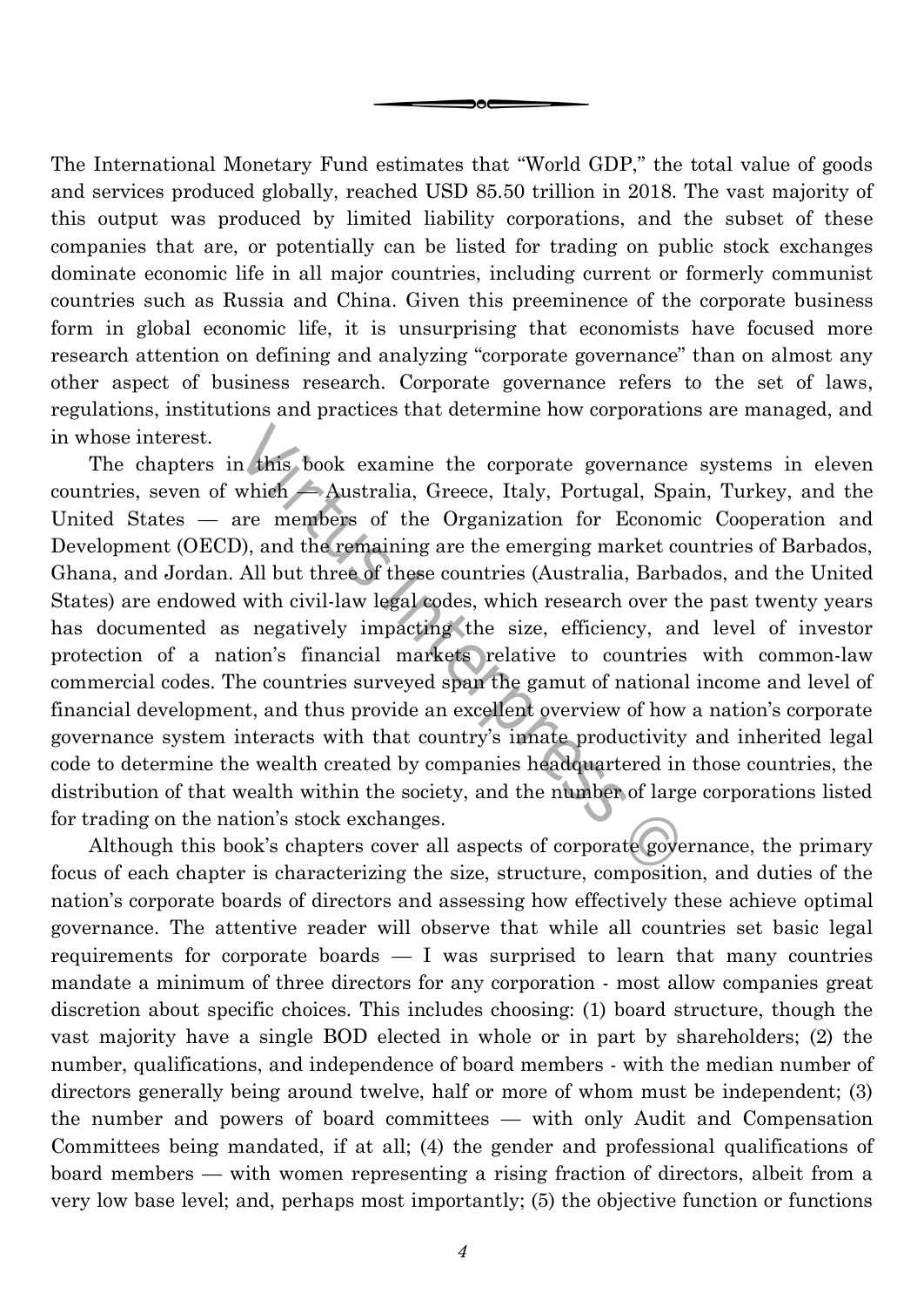The International Monetary Fund estimates that "World GDP," the total value of goods and services produced globally, reached USD 85.50 trillion in 2018. The vast majority of this output was produced by limited liability corporations, and the subset of these companies that are, or potentially can be listed for trading on public stock exchanges dominate economic life in all major countries, including current or formerly communist countries such as Russia and China. Given this preeminence of the corporate business form in global economic life, it is unsurprising that economists have focused more research attention on defining and analyzing "corporate governance" than on almost any other aspect of business research. Corporate governance refers to the set of laws, regulations, institutions and practices that determine how corporations are managed, and in whose interest.

The chapters in this book examine the corporate governance systems in eleven countries, seven of which — Australia, Greece, Italy, Portugal, Spain, Turkey, and the United States — are members of the Organization for Economic Cooperation and Development (OECD), and the remaining are the emerging market countries of Barbados, Ghana, and Jordan. All but three of these countries (Australia, Barbados, and the United States) are endowed with civil-law legal codes, which research over the past twenty years has documented as negatively impacting the size, efficiency, and level of investor protection of a nation's financial markets relative to countries with common-law commercial codes. The countries surveyed span the gamut of national income and level of financial development, and thus provide an excellent overview of how a nation's corporate governance system interacts with that country's innate productivity and inherited legal code to determine the wealth created by companies headquartered in those countries, the distribution of that wealth within the society, and the number of large corporations listed for trading on the nation's stock exchanges.

Although this book's chapters cover all aspects of corporate governance, the primary focus of each chapter is characterizing the size, structure, composition, and duties of the nation's corporate boards of directors and assessing how effectively these achieve optimal governance. The attentive reader will observe that while all countries set basic legal requirements for corporate boards — I was surprised to learn that many countries mandate a minimum of three directors for any corporation - most allow companies great discretion about specific choices. This includes choosing: (1) board structure, though the vast majority have a single BOD elected in whole or in part by shareholders; (2) the number, qualifications, and independence of board members - with the median number of directors generally being around twelve, half or more of whom must be independent; (3) the number and powers of board committees — with only Audit and Compensation Committees being mandated, if at all; (4) the gender and professional qualifications of board members — with women representing a rising fraction of directors, albeit from a very low base level; and, perhaps most importantly; (5) the objective function or functions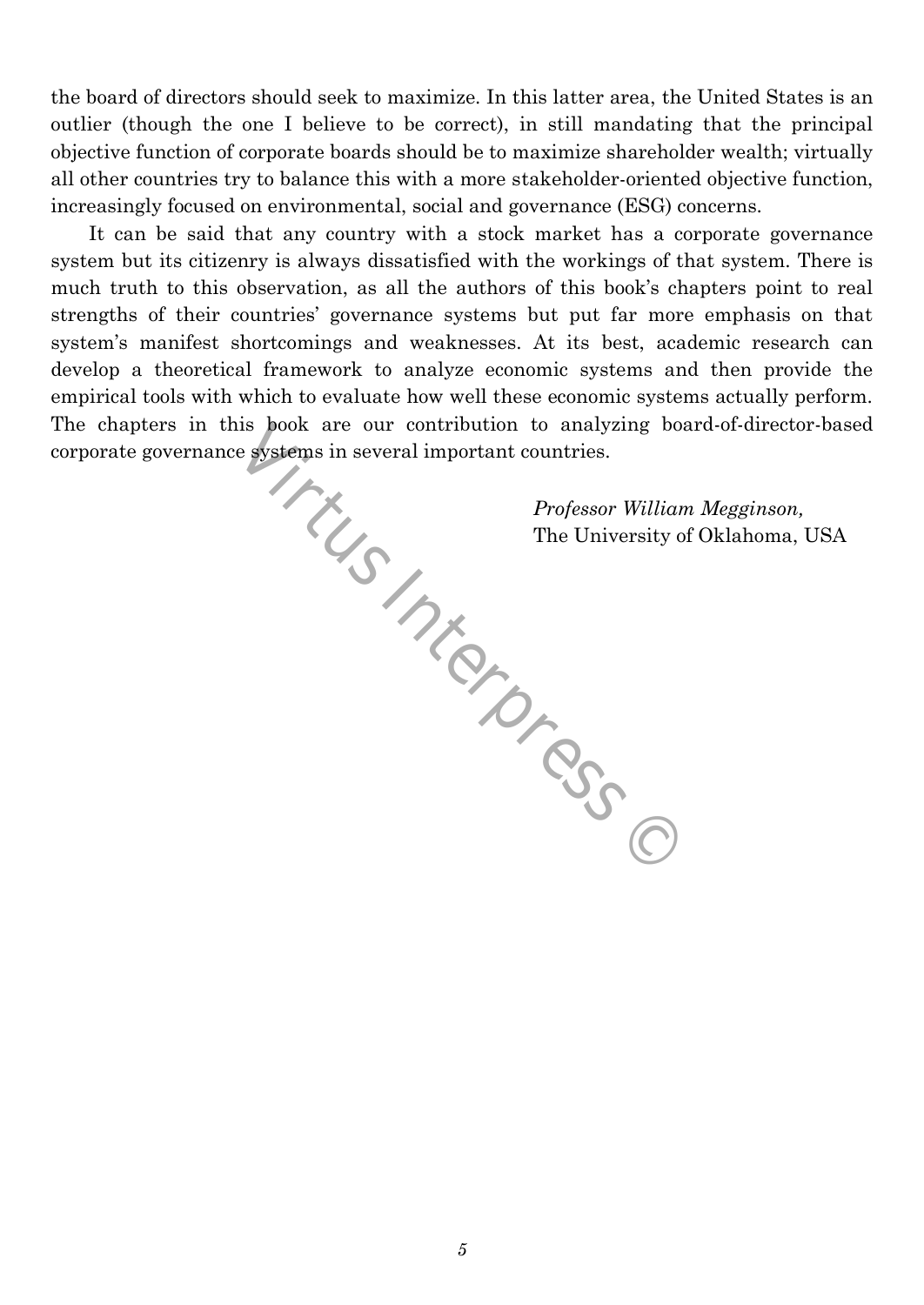the board of directors should seek to maximize. In this latter area, the United States is an outlier (though the one I believe to be correct), in still mandating that the principal objective function of corporate boards should be to maximize shareholder wealth; virtually all other countries try to balance this with a more stakeholder-oriented objective function, increasingly focused on environmental, social and governance (ESG) concerns.

It can be said that any country with a stock market has a corporate governance system but its citizenry is always dissatisfied with the workings of that system. There is much truth to this observation, as all the authors of this book's chapters point to real strengths of their countries' governance systems but put far more emphasis on that system's manifest shortcomings and weaknesses. At its best, academic research can develop a theoretical framework to analyze economic systems and then provide the empirical tools with which to evaluate how well these economic systems actually perform. The chapters in this book are our contribution to analyzing board-of-director-based corporate governance systems in several important countries.

*Professor William Megginson,*
The University of Oklahoma, USA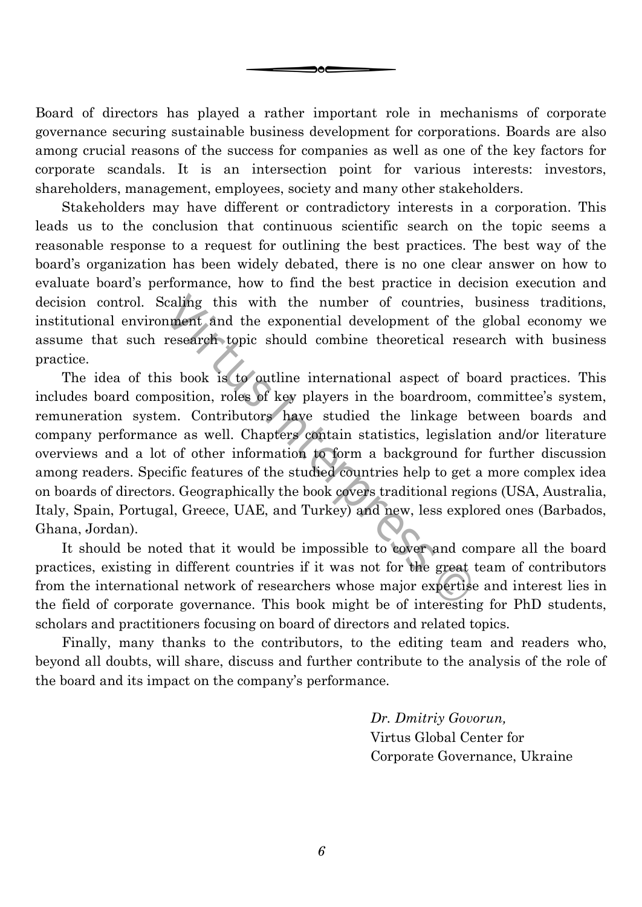Board of directors has played a rather important role in mechanisms of corporate governance securing sustainable business development for corporations. Boards are also among crucial reasons of the success for companies as well as one of the key factors for corporate scandals. It is an intersection point for various interests: investors, shareholders, management, employees, society and many other stakeholders.

Stakeholders may have different or contradictory interests in a corporation. This leads us to the conclusion that continuous scientific search on the topic seems a reasonable response to a request for outlining the best practices. The best way of the board's organization has been widely debated, there is no one clear answer on how to evaluate board's performance, how to find the best practice in decision execution and decision control. Scaling this with the number of countries, business traditions, institutional environment and the exponential development of the global economy we assume that such research topic should combine theoretical research with business practice.

The idea of this book is to outline international aspect of board practices. This includes board composition, roles of key players in the boardroom, committee's system, remuneration system. Contributors have studied the linkage between boards and company performance as well. Chapters contain statistics, legislation and/or literature overviews and a lot of other information to form a background for further discussion among readers. Specific features of the studied countries help to get a more complex idea on boards of directors. Geographically the book covers traditional regions (USA, Australia, Italy, Spain, Portugal, Greece, UAE, and Turkey) and new, less explored ones (Barbados, Ghana, Jordan).

It should be noted that it would be impossible to cover and compare all the board practices, existing in different countries if it was not for the great team of contributors from the international network of researchers whose major expertise and interest lies in the field of corporate governance. This book might be of interesting for PhD students, scholars and practitioners focusing on board of directors and related topics.

Finally, many thanks to the contributors, to the editing team and readers who, beyond all doubts, will share, discuss and further contribute to the analysis of the role of the board and its impact on the company's performance.

*Dr. Dmitriy Govorun,*
Virtus Global Center for
Corporate Governance, Ukraine